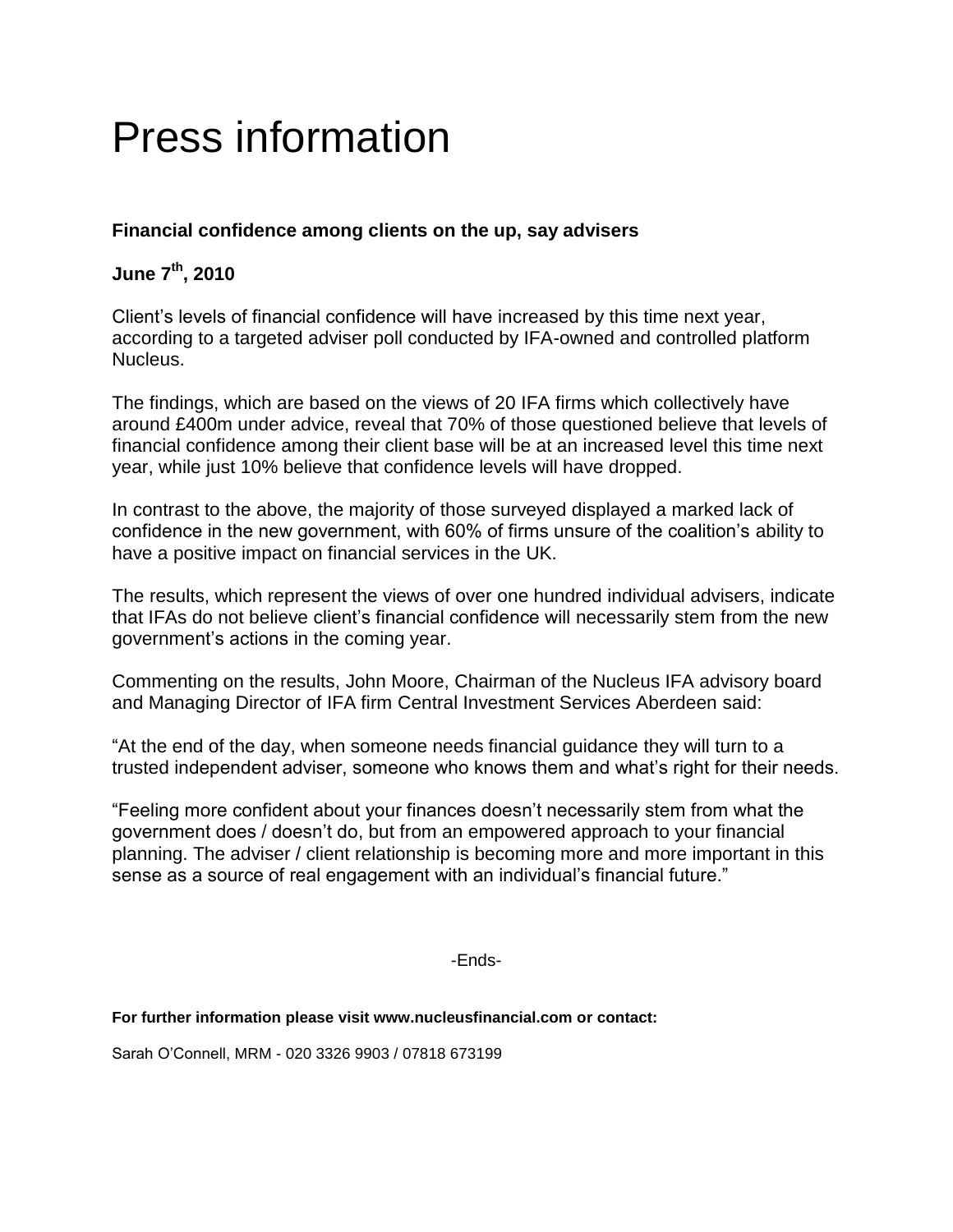# Press information

**Financial confidence among clients on the up, say advisers**

**June 7th, 2010**

Client's levels of financial confidence will have increased by this time next year, according to a targeted adviser poll conducted by IFA-owned and controlled platform Nucleus.

The findings, which are based on the views of 20 IFA firms which collectively have around £400m under advice, reveal that 70% of those questioned believe that levels of financial confidence among their client base will be at an increased level this time next year, while just 10% believe that confidence levels will have dropped.

In contrast to the above, the majority of those surveyed displayed a marked lack of confidence in the new government, with 60% of firms unsure of the coalition's ability to have a positive impact on financial services in the UK.

The results, which represent the views of over one hundred individual advisers, indicate that IFAs do not believe client's financial confidence will necessarily stem from the new government's actions in the coming year.

Commenting on the results, John Moore, Chairman of the Nucleus IFA advisory board and Managing Director of IFA firm Central Investment Services Aberdeen said:

"At the end of the day, when someone needs financial guidance they will turn to a trusted independent adviser, someone who knows them and what's right for their needs.

"Feeling more confident about your finances doesn't necessarily stem from what the government does / doesn't do, but from an empowered approach to your financial planning. The adviser / client relationship is becoming more and more important in this sense as a source of real engagement with an individual's financial future."

-Ends-

**For further information please visit www.nucleusfinancial.com or contact:**

Sarah O'Connell, MRM - 020 3326 9903 / 07818 673199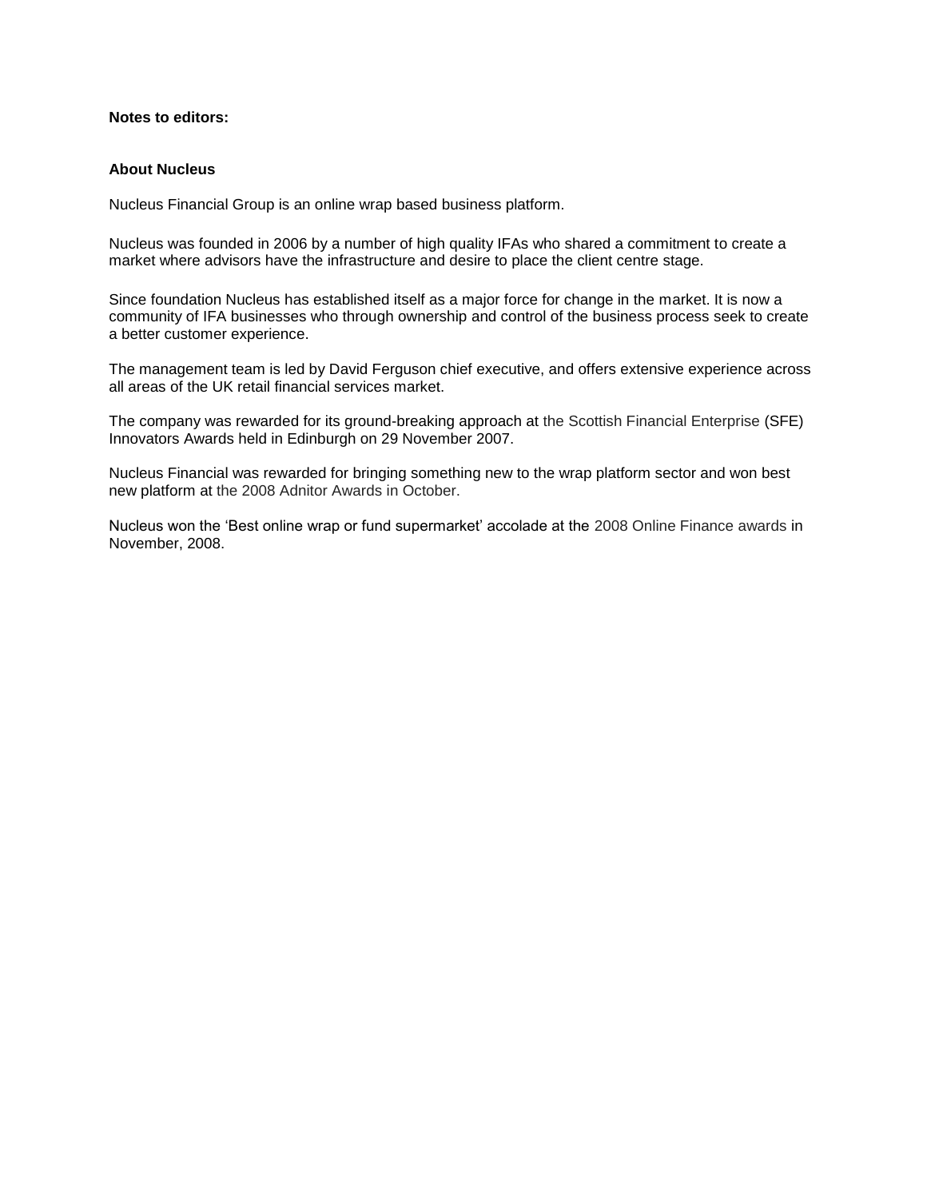**Notes to editors:**

**About Nucleus**

Nucleus Financial Group is an online wrap based business platform.

Nucleus was founded in 2006 by a number of high quality IFAs who shared a commitment to create a market where advisors have the infrastructure and desire to place the client centre stage.

Since foundation Nucleus has established itself as a major force for change in the market. It is now a community of IFA businesses who through ownership and control of the business process seek to create a better customer experience.

The management team is led by David Ferguson chief executive, and offers extensive experience across all areas of the UK retail financial services market.

The company was rewarded for its ground-breaking approach at the Scottish Financial Enterprise (SFE) Innovators Awards held in Edinburgh on 29 November 2007.

Nucleus Financial was rewarded for bringing something new to the wrap platform sector and won best new platform at the 2008 Adnitor Awards in October.

Nucleus won the 'Best online wrap or fund supermarket' accolade at the 2008 Online Finance awards in November, 2008.